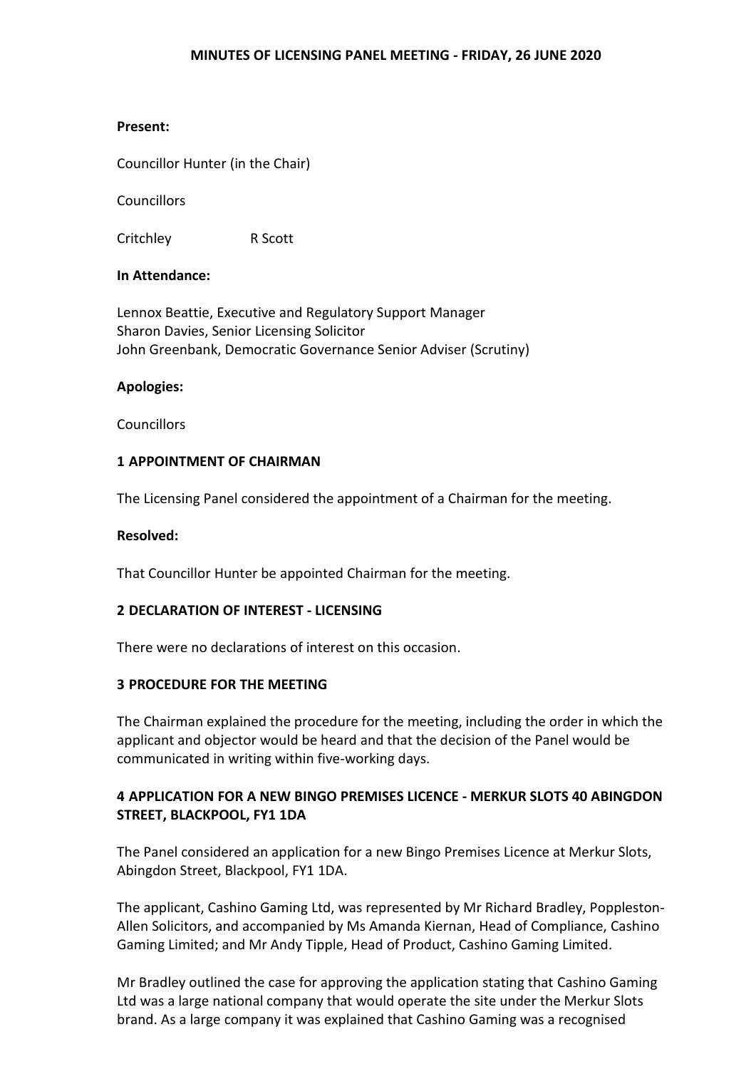# MINUTES OF LICENSING PANEL MEETING - FRIDAY, 26 JUNE 2020

**Present:**

Councillor Hunter (in the Chair)

Councillors

Critchley R Scott

**In Attendance:**

Lennox Beattie, Executive and Regulatory Support Manager
Sharon Davies, Senior Licensing Solicitor
John Greenbank, Democratic Governance Senior Adviser (Scrutiny)

**Apologies:**

Councillors

## 1 APPOINTMENT OF CHAIRMAN

The Licensing Panel considered the appointment of a Chairman for the meeting.

**Resolved:**

That Councillor Hunter be appointed Chairman for the meeting.

## 2 DECLARATION OF INTEREST - LICENSING

There were no declarations of interest on this occasion.

## 3 PROCEDURE FOR THE MEETING

The Chairman explained the procedure for the meeting, including the order in which the applicant and objector would be heard and that the decision of the Panel would be communicated in writing within five-working days.

## 4 APPLICATION FOR A NEW BINGO PREMISES LICENCE - MERKUR SLOTS 40 ABINGDON STREET, BLACKPOOL, FY1 1DA

The Panel considered an application for a new Bingo Premises Licence at Merkur Slots, Abingdon Street, Blackpool, FY1 1DA.

The applicant, Cashino Gaming Ltd, was represented by Mr Richard Bradley, Poppleston-Allen Solicitors, and accompanied by Ms Amanda Kiernan, Head of Compliance, Cashino Gaming Limited; and Mr Andy Tipple, Head of Product, Cashino Gaming Limited.

Mr Bradley outlined the case for approving the application stating that Cashino Gaming Ltd was a large national company that would operate the site under the Merkur Slots brand. As a large company it was explained that Cashino Gaming was a recognised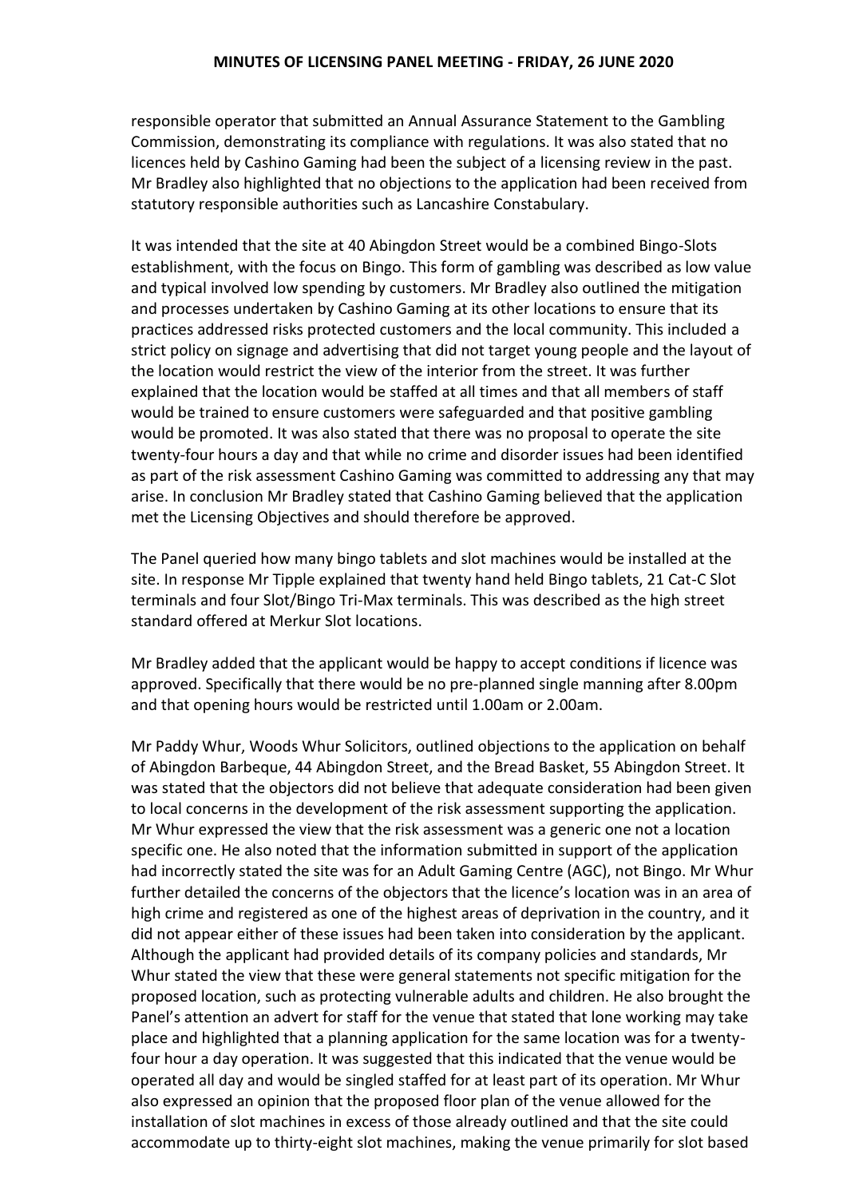responsible operator that submitted an Annual Assurance Statement to the Gambling Commission, demonstrating its compliance with regulations. It was also stated that no licences held by Cashino Gaming had been the subject of a licensing review in the past. Mr Bradley also highlighted that no objections to the application had been received from statutory responsible authorities such as Lancashire Constabulary.

It was intended that the site at 40 Abingdon Street would be a combined Bingo-Slots establishment, with the focus on Bingo. This form of gambling was described as low value and typical involved low spending by customers. Mr Bradley also outlined the mitigation and processes undertaken by Cashino Gaming at its other locations to ensure that its practices addressed risks protected customers and the local community. This included a strict policy on signage and advertising that did not target young people and the layout of the location would restrict the view of the interior from the street. It was further explained that the location would be staffed at all times and that all members of staff would be trained to ensure customers were safeguarded and that positive gambling would be promoted. It was also stated that there was no proposal to operate the site twenty-four hours a day and that while no crime and disorder issues had been identified as part of the risk assessment Cashino Gaming was committed to addressing any that may arise. In conclusion Mr Bradley stated that Cashino Gaming believed that the application met the Licensing Objectives and should therefore be approved.

The Panel queried how many bingo tablets and slot machines would be installed at the site. In response Mr Tipple explained that twenty hand held Bingo tablets, 21 Cat-C Slot terminals and four Slot/Bingo Tri-Max terminals. This was described as the high street standard offered at Merkur Slot locations.

Mr Bradley added that the applicant would be happy to accept conditions if licence was approved. Specifically that there would be no pre-planned single manning after 8.00pm and that opening hours would be restricted until 1.00am or 2.00am.

Mr Paddy Whur, Woods Whur Solicitors, outlined objections to the application on behalf of Abingdon Barbeque, 44 Abingdon Street, and the Bread Basket, 55 Abingdon Street. It was stated that the objectors did not believe that adequate consideration had been given to local concerns in the development of the risk assessment supporting the application. Mr Whur expressed the view that the risk assessment was a generic one not a location specific one. He also noted that the information submitted in support of the application had incorrectly stated the site was for an Adult Gaming Centre (AGC), not Bingo. Mr Whur further detailed the concerns of the objectors that the licence's location was in an area of high crime and registered as one of the highest areas of deprivation in the country, and it did not appear either of these issues had been taken into consideration by the applicant. Although the applicant had provided details of its company policies and standards, Mr Whur stated the view that these were general statements not specific mitigation for the proposed location, such as protecting vulnerable adults and children. He also brought the Panel's attention an advert for staff for the venue that stated that lone working may take place and highlighted that a planning application for the same location was for a twenty-four hour a day operation. It was suggested that this indicated that the venue would be operated all day and would be singled staffed for at least part of its operation. Mr Whur also expressed an opinion that the proposed floor plan of the venue allowed for the installation of slot machines in excess of those already outlined and that the site could accommodate up to thirty-eight slot machines, making the venue primarily for slot based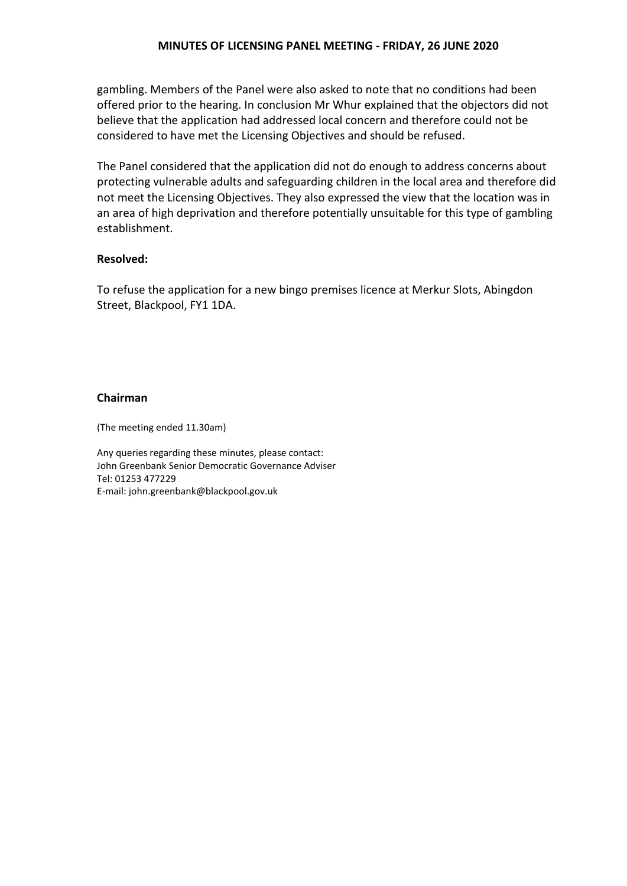gambling. Members of the Panel were also asked to note that no conditions had been offered prior to the hearing. In conclusion Mr Whur explained that the objectors did not believe that the application had addressed local concern and therefore could not be considered to have met the Licensing Objectives and should be refused.

The Panel considered that the application did not do enough to address concerns about protecting vulnerable adults and safeguarding children in the local area and therefore did not meet the Licensing Objectives. They also expressed the view that the location was in an area of high deprivation and therefore potentially unsuitable for this type of gambling establishment.

**Resolved:**

To refuse the application for a new bingo premises licence at Merkur Slots, Abingdon Street, Blackpool, FY1 1DA.

**Chairman**

(The meeting ended 11.30am)

Any queries regarding these minutes, please contact:
John Greenbank Senior Democratic Governance Adviser
Tel: 01253 477229
E-mail: john.greenbank@blackpool.gov.uk